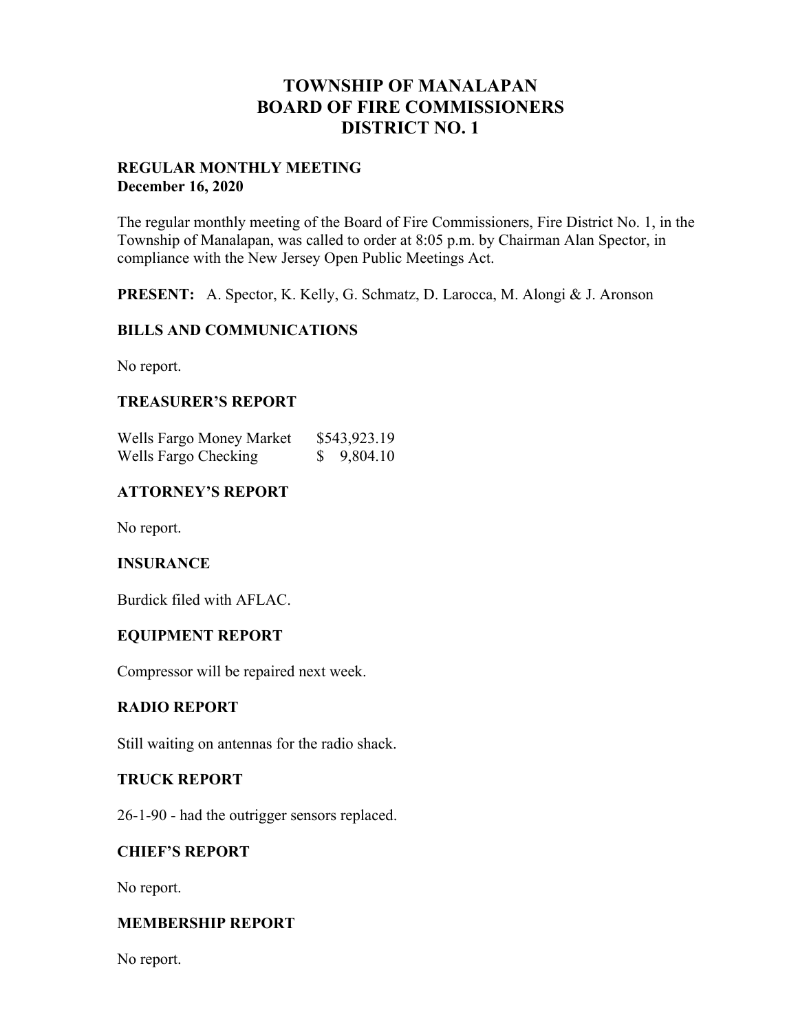# TOWNSHIP OF MANALAPAN
# BOARD OF FIRE COMMISSIONERS
# DISTRICT NO. 1

**REGULAR MONTHLY MEETING**
**December 16, 2020**

The regular monthly meeting of the Board of Fire Commissioners, Fire District No. 1, in the Township of Manalapan, was called to order at 8:05 p.m. by Chairman Alan Spector, in compliance with the New Jersey Open Public Meetings Act.

**PRESENT:** A. Spector, K. Kelly, G. Schmatz, D. Larocca, M. Alongi & J. Aronson

### BILLS AND COMMUNICATIONS

No report.

### TREASURER'S REPORT

| | |
|---|---|
| Wells Fargo Money Market | $543,923.19 |
| Wells Fargo Checking | $ 9,804.10 |

### ATTORNEY'S REPORT

No report.

### INSURANCE

Burdick filed with AFLAC.

### EQUIPMENT REPORT

Compressor will be repaired next week.

### RADIO REPORT

Still waiting on antennas for the radio shack.

### TRUCK REPORT

26-1-90 - had the outrigger sensors replaced.

### CHIEF'S REPORT

No report.

### MEMBERSHIP REPORT

No report.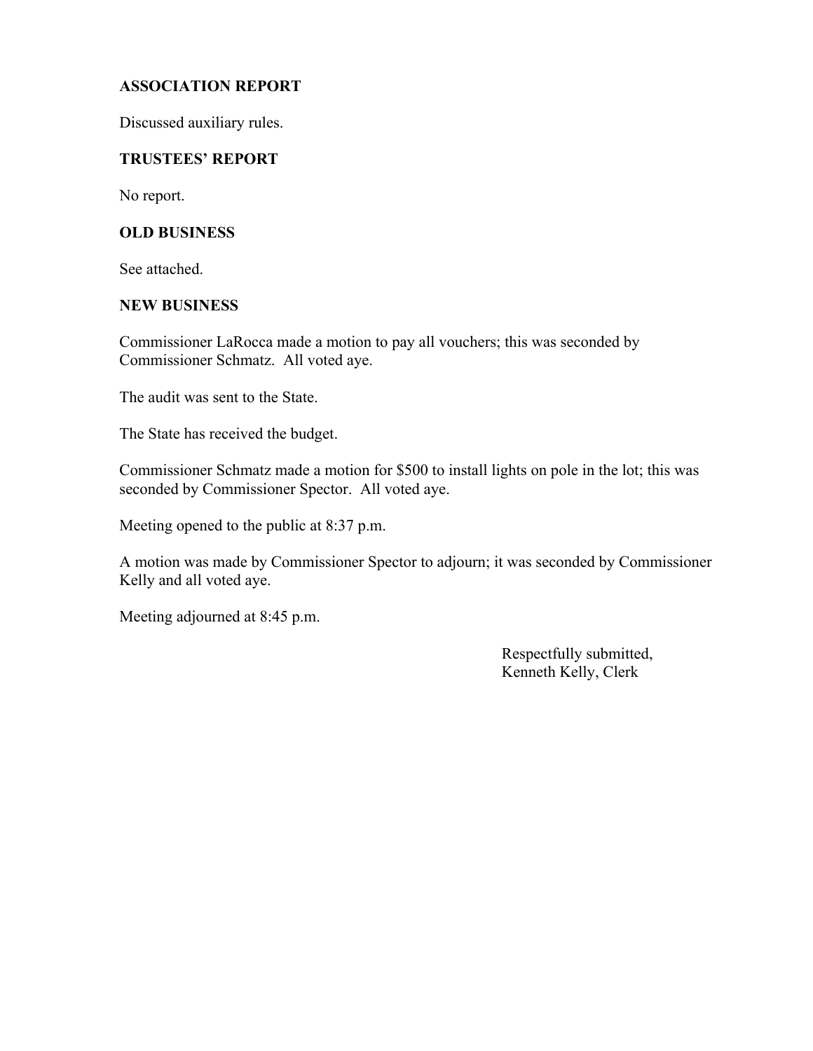**ASSOCIATION REPORT**

Discussed auxiliary rules.

**TRUSTEES' REPORT**

No report.

**OLD BUSINESS**

See attached.

**NEW BUSINESS**

Commissioner LaRocca made a motion to pay all vouchers; this was seconded by Commissioner Schmatz. All voted aye.

The audit was sent to the State.

The State has received the budget.

Commissioner Schmatz made a motion for $500 to install lights on pole in the lot; this was seconded by Commissioner Spector. All voted aye.

Meeting opened to the public at 8:37 p.m.

A motion was made by Commissioner Spector to adjourn; it was seconded by Commissioner Kelly and all voted aye.

Meeting adjourned at 8:45 p.m.

Respectfully submitted,
Kenneth Kelly, Clerk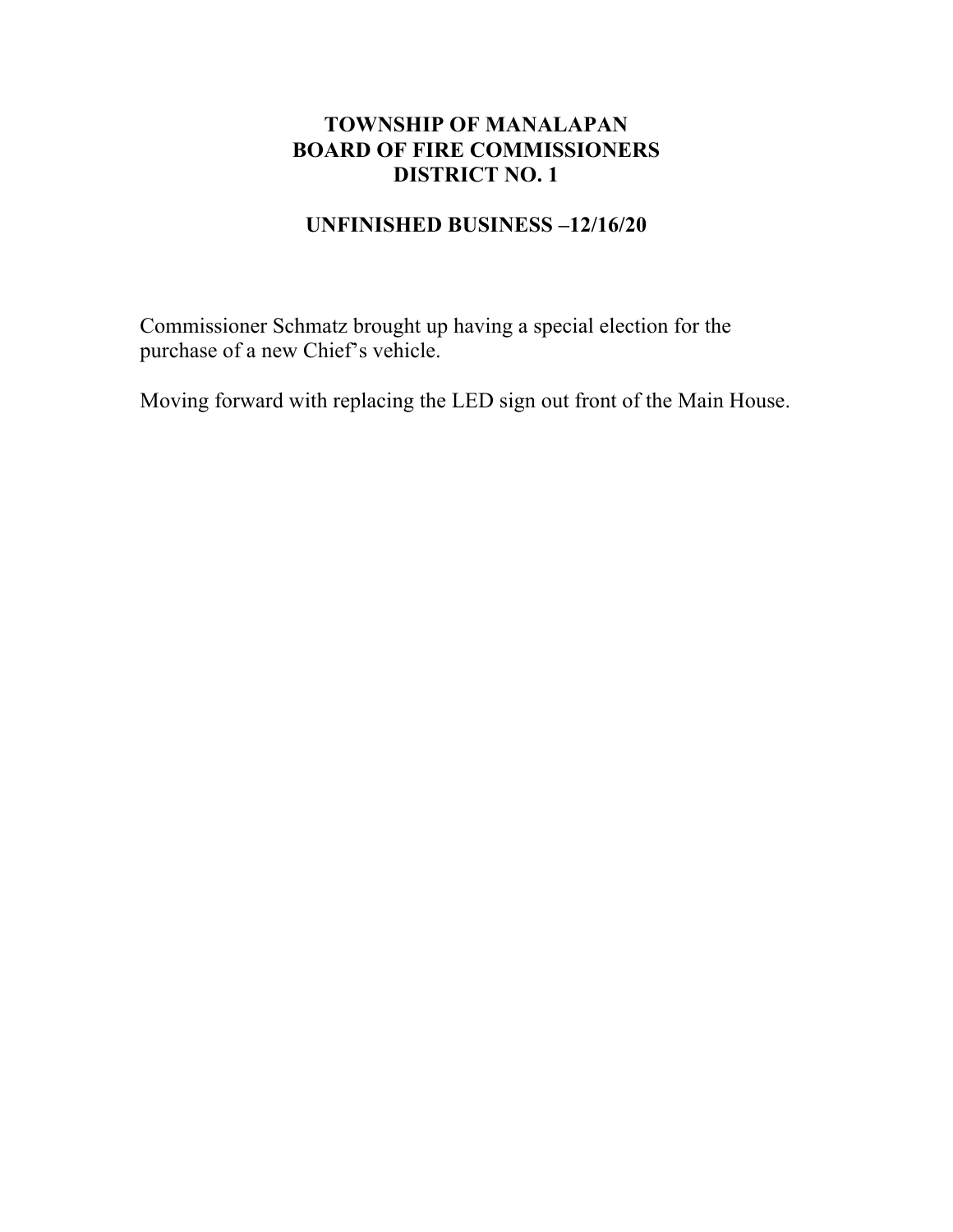# TOWNSHIP OF MANALAPAN
# BOARD OF FIRE COMMISSIONERS
# DISTRICT NO. 1

## UNFINISHED BUSINESS –12/16/20

Commissioner Schmatz brought up having a special election for the purchase of a new Chief's vehicle.

Moving forward with replacing the LED sign out front of the Main House.